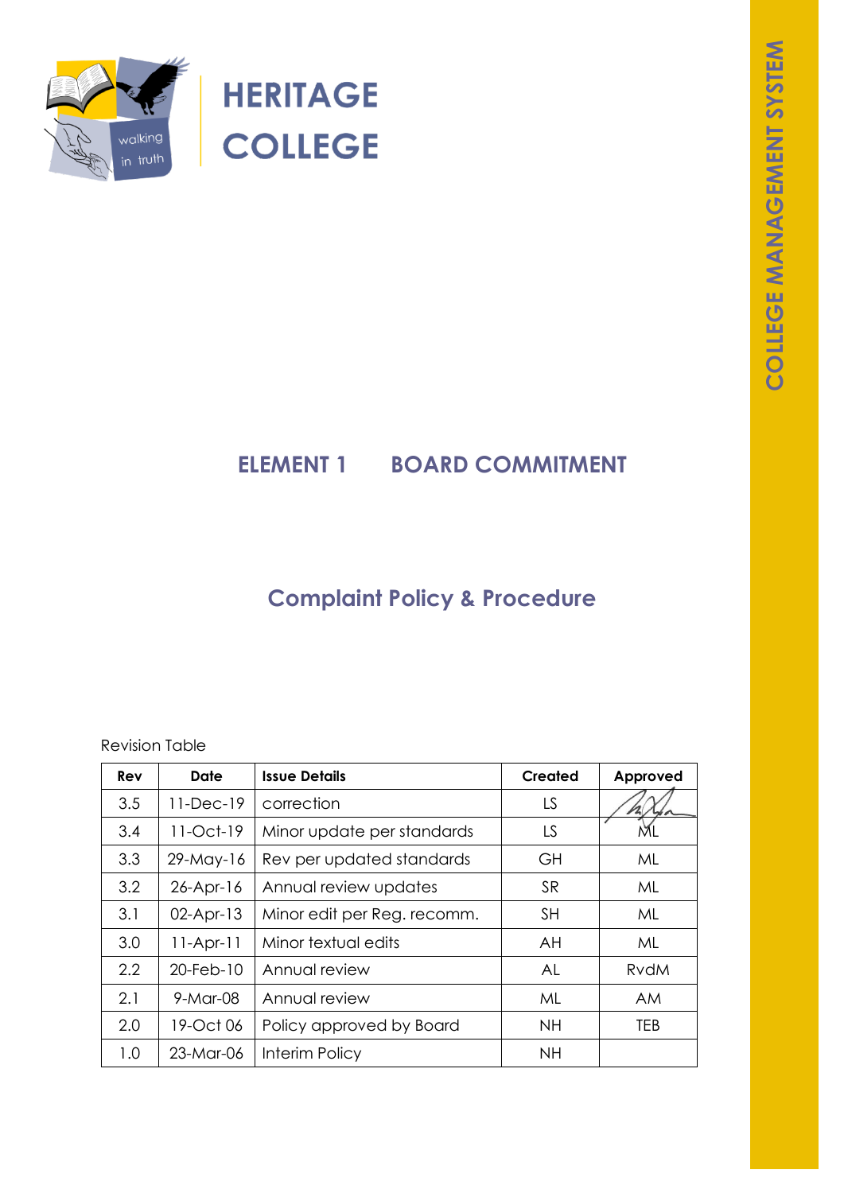# HERITAGE COLLEGE

COLLEGE MANAGEMENT SYSTEM

## ELEMENT 1 BOARD COMMITMENT

## Complaint Policy & Procedure

Revision Table

| Rev | Date | Issue Details | Created | Approved |
|---|---|---|---|---|
| 3.5 | 11-Dec-19 | correction | LS | |
| 3.4 | 11-Oct-19 | Minor update per standards | LS | ML |
| 3.3 | 29-May-16 | Rev per updated standards | GH | ML |
| 3.2 | 26-Apr-16 | Annual review updates | SR | ML |
| 3.1 | 02-Apr-13 | Minor edit per Reg. recomm. | SH | ML |
| 3.0 | 11-Apr-11 | Minor textual edits | AH | ML |
| 2.2 | 20-Feb-10 | Annual review | AL | RvdM |
| 2.1 | 9-Mar-08 | Annual review | ML | AM |
| 2.0 | 19-Oct 06 | Policy approved by Board | NH | TEB |
| 1.0 | 23-Mar-06 | Interim Policy | NH | |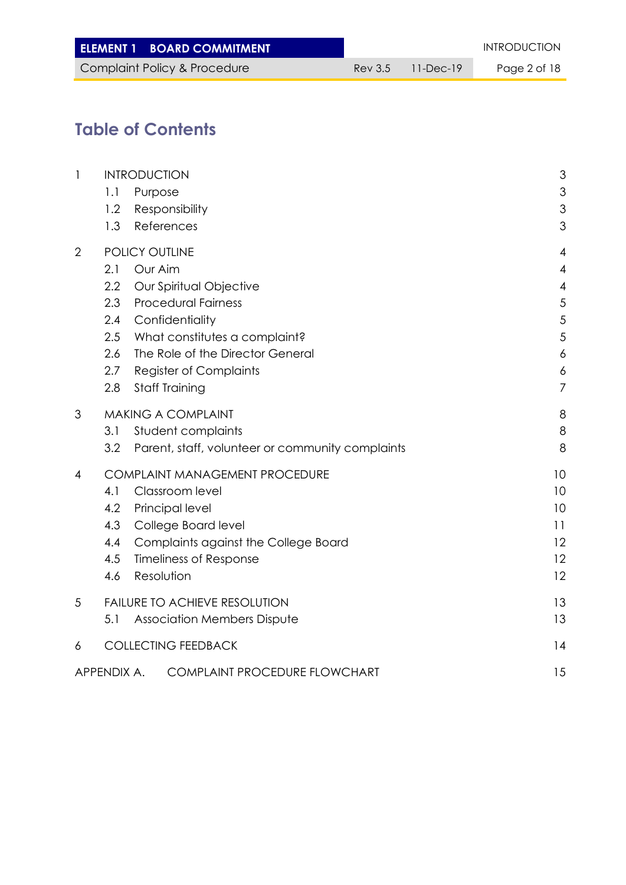# Table of Contents

1 INTRODUCTION 3
- 1.1 Purpose 3
- 1.2 Responsibility 3
- 1.3 References 3

2 POLICY OUTLINE 4
- 2.1 Our Aim 4
- 2.2 Our Spiritual Objective 4
- 2.3 Procedural Fairness 5
- 2.4 Confidentiality 5
- 2.5 What constitutes a complaint? 5
- 2.6 The Role of the Director General 6
- 2.7 Register of Complaints 6
- 2.8 Staff Training 7

3 MAKING A COMPLAINT 8
- 3.1 Student complaints 8
- 3.2 Parent, staff, volunteer or community complaints 8

4 COMPLAINT MANAGEMENT PROCEDURE 10
- 4.1 Classroom level 10
- 4.2 Principal level 10
- 4.3 College Board level 11
- 4.4 Complaints against the College Board 12
- 4.5 Timeliness of Response 12
- 4.6 Resolution 12

5 FAILURE TO ACHIEVE RESOLUTION 13
- 5.1 Association Members Dispute 13

6 COLLECTING FEEDBACK 14

APPENDIX A. COMPLAINT PROCEDURE FLOWCHART 15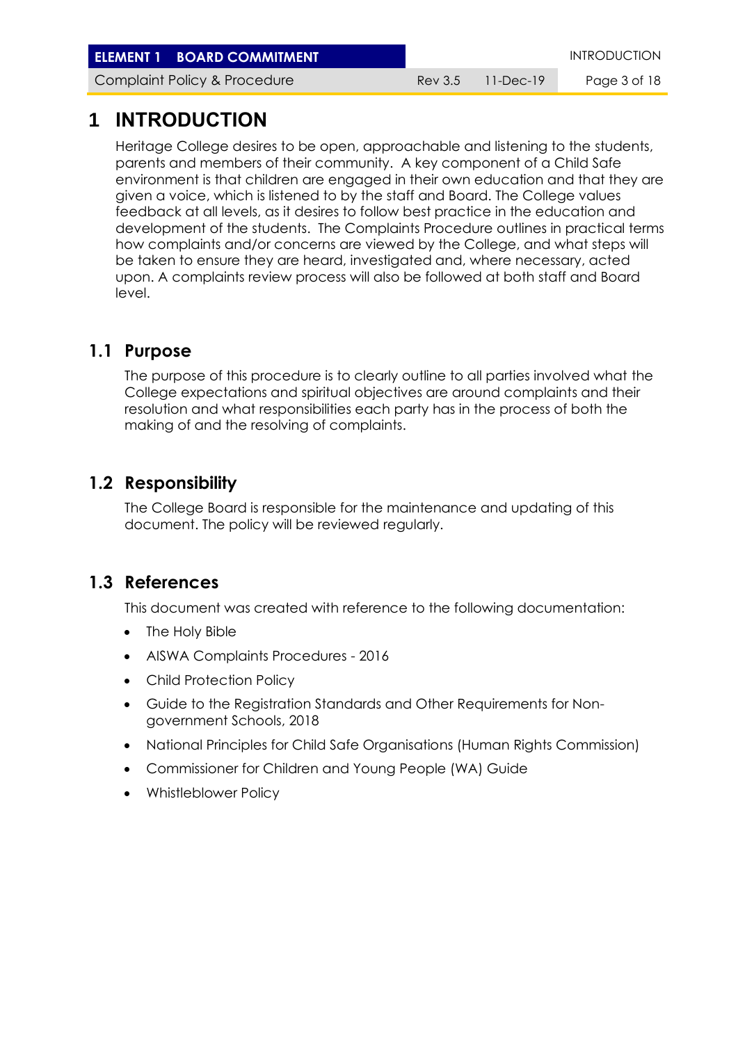# 1 INTRODUCTION

Heritage College desires to be open, approachable and listening to the students, parents and members of their community. A key component of a Child Safe environment is that children are engaged in their own education and that they are given a voice, which is listened to by the staff and Board. The College values feedback at all levels, as it desires to follow best practice in the education and development of the students. The Complaints Procedure outlines in practical terms how complaints and/or concerns are viewed by the College, and what steps will be taken to ensure they are heard, investigated and, where necessary, acted upon. A complaints review process will also be followed at both staff and Board level.

## 1.1 Purpose

The purpose of this procedure is to clearly outline to all parties involved what the College expectations and spiritual objectives are around complaints and their resolution and what responsibilities each party has in the process of both the making of and the resolving of complaints.

## 1.2 Responsibility

The College Board is responsible for the maintenance and updating of this document. The policy will be reviewed regularly.

## 1.3 References

This document was created with reference to the following documentation:

- The Holy Bible
- AISWA Complaints Procedures - 2016
- Child Protection Policy
- Guide to the Registration Standards and Other Requirements for Non-government Schools, 2018
- National Principles for Child Safe Organisations (Human Rights Commission)
- Commissioner for Children and Young People (WA) Guide
- Whistleblower Policy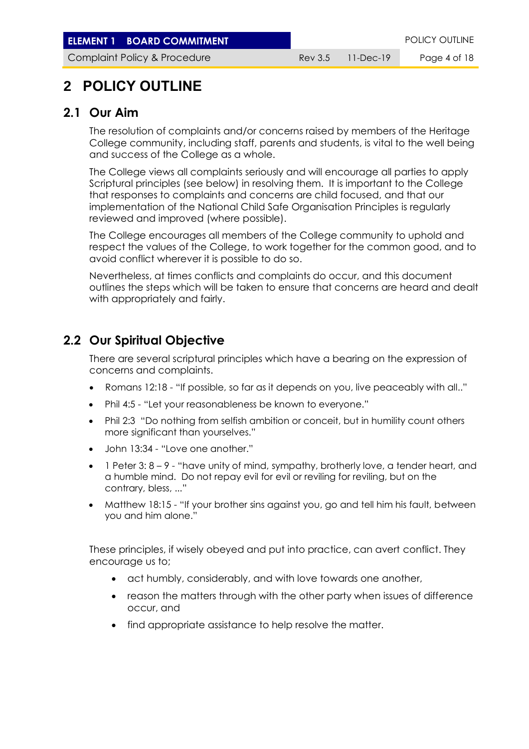# 2 POLICY OUTLINE

## 2.1 Our Aim

The resolution of complaints and/or concerns raised by members of the Heritage College community, including staff, parents and students, is vital to the well being and success of the College as a whole.

The College views all complaints seriously and will encourage all parties to apply Scriptural principles (see below) in resolving them. It is important to the College that responses to complaints and concerns are child focused, and that our implementation of the National Child Safe Organisation Principles is regularly reviewed and improved (where possible).

The College encourages all members of the College community to uphold and respect the values of the College, to work together for the common good, and to avoid conflict wherever it is possible to do so.

Nevertheless, at times conflicts and complaints do occur, and this document outlines the steps which will be taken to ensure that concerns are heard and dealt with appropriately and fairly.

## 2.2 Our Spiritual Objective

There are several scriptural principles which have a bearing on the expression of concerns and complaints.

- Romans 12:18 - "If possible, so far as it depends on you, live peaceably with all.."
- Phil 4:5 - "Let your reasonableness be known to everyone."
- Phil 2:3 "Do nothing from selfish ambition or conceit, but in humility count others more significant than yourselves."
- John 13:34 - "Love one another."
- 1 Peter 3: 8 – 9 - "have unity of mind, sympathy, brotherly love, a tender heart, and a humble mind. Do not repay evil for evil or reviling for reviling, but on the contrary, bless, ..."
- Matthew 18:15 - "If your brother sins against you, go and tell him his fault, between you and him alone."

These principles, if wisely obeyed and put into practice, can avert conflict. They encourage us to;

- act humbly, considerably, and with love towards one another,
- reason the matters through with the other party when issues of difference occur, and
- find appropriate assistance to help resolve the matter.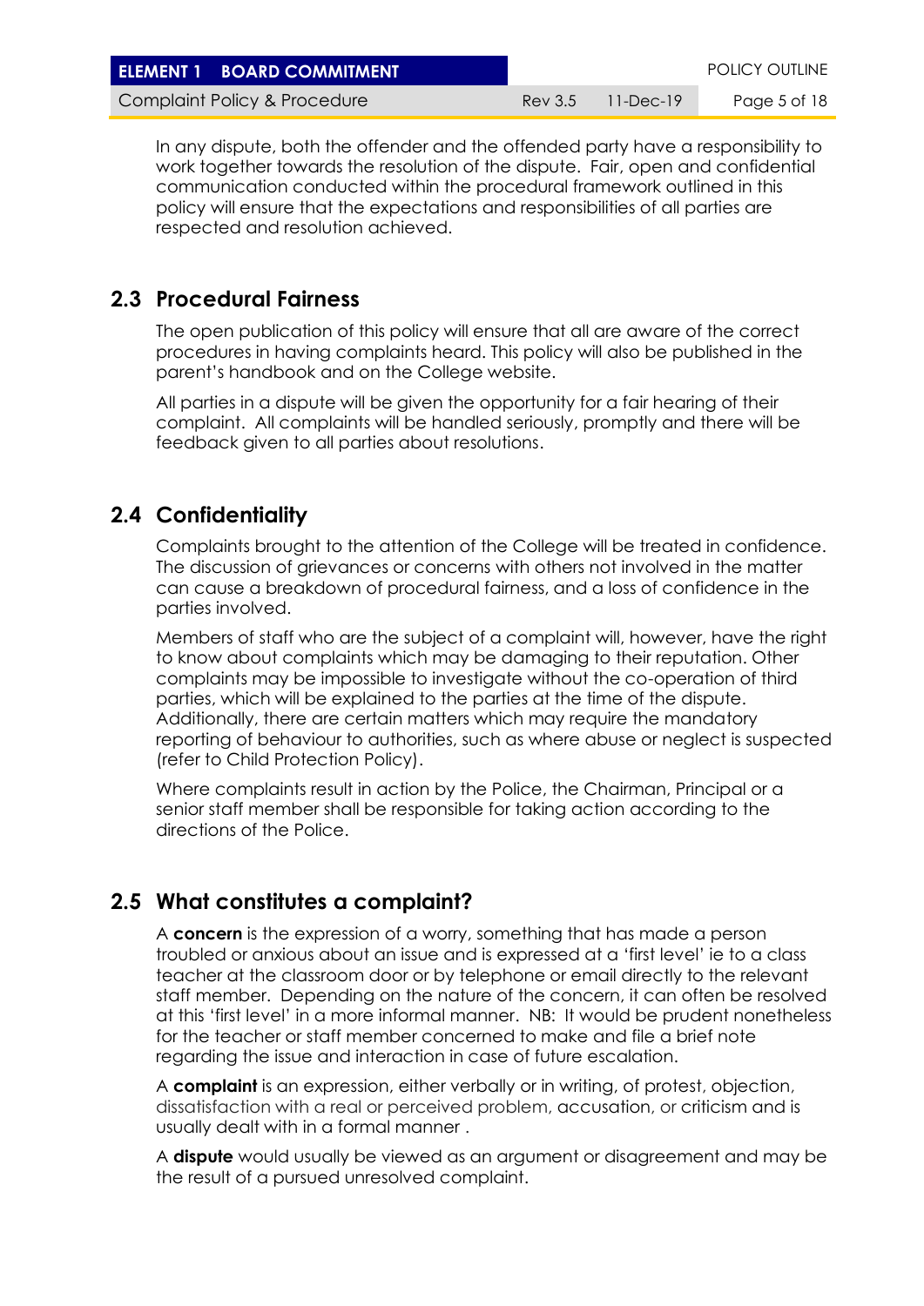In any dispute, both the offender and the offended party have a responsibility to work together towards the resolution of the dispute.  Fair, open and confidential communication conducted within the procedural framework outlined in this policy will ensure that the expectations and responsibilities of all parties are respected and resolution achieved.

## 2.3 Procedural Fairness

The open publication of this policy will ensure that all are aware of the correct procedures in having complaints heard. This policy will also be published in the parent's handbook and on the College website.

All parties in a dispute will be given the opportunity for a fair hearing of their complaint.  All complaints will be handled seriously, promptly and there will be feedback given to all parties about resolutions.

## 2.4 Confidentiality

Complaints brought to the attention of the College will be treated in confidence. The discussion of grievances or concerns with others not involved in the matter can cause a breakdown of procedural fairness, and a loss of confidence in the parties involved.

Members of staff who are the subject of a complaint will, however, have the right to know about complaints which may be damaging to their reputation. Other complaints may be impossible to investigate without the co-operation of third parties, which will be explained to the parties at the time of the dispute. Additionally, there are certain matters which may require the mandatory reporting of behaviour to authorities, such as where abuse or neglect is suspected (refer to Child Protection Policy).

Where complaints result in action by the Police, the Chairman, Principal or a senior staff member shall be responsible for taking action according to the directions of the Police.

## 2.5 What constitutes a complaint?

A **concern** is the expression of a worry, something that has made a person troubled or anxious about an issue and is expressed at a 'first level' ie to a class teacher at the classroom door or by telephone or email directly to the relevant staff member.  Depending on the nature of the concern, it can often be resolved at this 'first level' in a more informal manner.  NB:  It would be prudent nonetheless for the teacher or staff member concerned to make and file a brief note regarding the issue and interaction in case of future escalation.

A **complaint** is an expression, either verbally or in writing, of protest, objection, dissatisfaction with a real or perceived problem, accusation, or criticism and is usually dealt with in a formal manner .

A **dispute** would usually be viewed as an argument or disagreement and may be the result of a pursued unresolved complaint.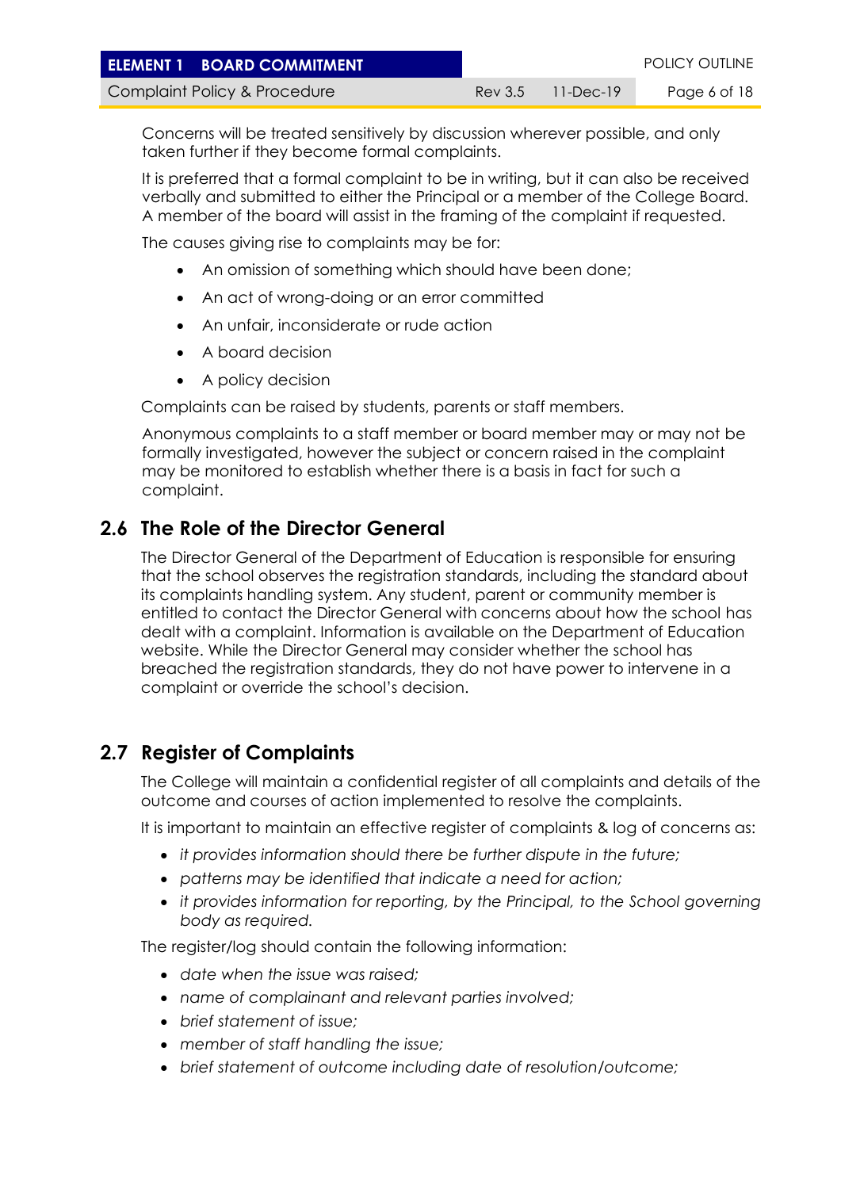Concerns will be treated sensitively by discussion wherever possible, and only taken further if they become formal complaints.

It is preferred that a formal complaint to be in writing, but it can also be received verbally and submitted to either the Principal or a member of the College Board. A member of the board will assist in the framing of the complaint if requested.

The causes giving rise to complaints may be for:

- An omission of something which should have been done;
- An act of wrong-doing or an error committed
- An unfair, inconsiderate or rude action
- A board decision
- A policy decision

Complaints can be raised by students, parents or staff members.

Anonymous complaints to a staff member or board member may or may not be formally investigated, however the subject or concern raised in the complaint may be monitored to establish whether there is a basis in fact for such a complaint.

## 2.6 The Role of the Director General

The Director General of the Department of Education is responsible for ensuring that the school observes the registration standards, including the standard about its complaints handling system. Any student, parent or community member is entitled to contact the Director General with concerns about how the school has dealt with a complaint. Information is available on the Department of Education website. While the Director General may consider whether the school has breached the registration standards, they do not have power to intervene in a complaint or override the school's decision.

## 2.7 Register of Complaints

The College will maintain a confidential register of all complaints and details of the outcome and courses of action implemented to resolve the complaints.

It is important to maintain an effective register of complaints & log of concerns as:

- *it provides information should there be further dispute in the future;*
- *patterns may be identified that indicate a need for action;*
- *it provides information for reporting, by the Principal, to the School governing body as required.*

The register/log should contain the following information:

- *date when the issue was raised;*
- *name of complainant and relevant parties involved;*
- *brief statement of issue;*
- *member of staff handling the issue;*
- *brief statement of outcome including date of resolution/outcome;*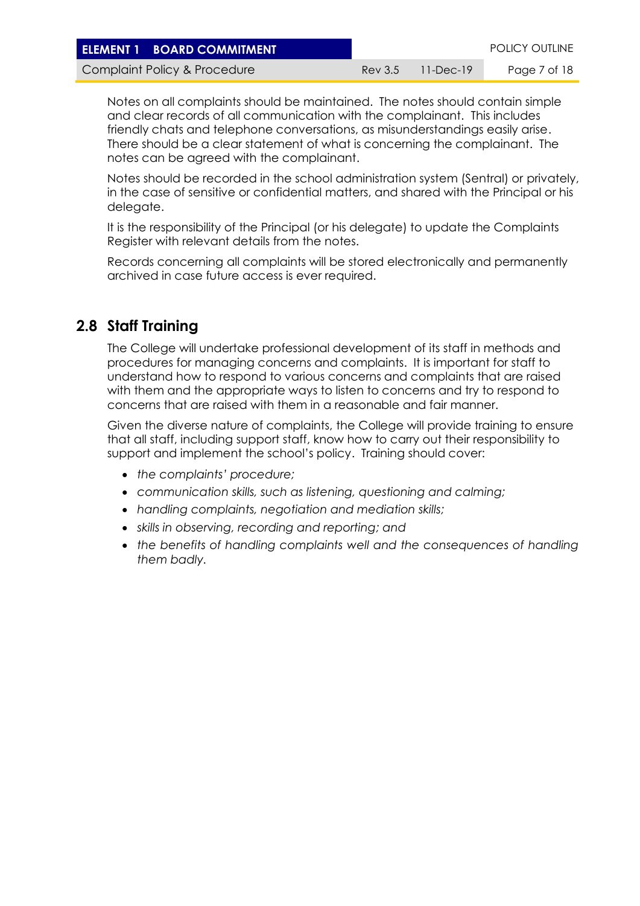Notes on all complaints should be maintained. The notes should contain simple and clear records of all communication with the complainant. This includes friendly chats and telephone conversations, as misunderstandings easily arise. There should be a clear statement of what is concerning the complainant. The notes can be agreed with the complainant.

Notes should be recorded in the school administration system (Sentral) or privately, in the case of sensitive or confidential matters, and shared with the Principal or his delegate.

It is the responsibility of the Principal (or his delegate) to update the Complaints Register with relevant details from the notes.

Records concerning all complaints will be stored electronically and permanently archived in case future access is ever required.

## 2.8 Staff Training

The College will undertake professional development of its staff in methods and procedures for managing concerns and complaints. It is important for staff to understand how to respond to various concerns and complaints that are raised with them and the appropriate ways to listen to concerns and try to respond to concerns that are raised with them in a reasonable and fair manner.

Given the diverse nature of complaints, the College will provide training to ensure that all staff, including support staff, know how to carry out their responsibility to support and implement the school's policy. Training should cover:

- *the complaints' procedure;*
- *communication skills, such as listening, questioning and calming;*
- *handling complaints, negotiation and mediation skills;*
- *skills in observing, recording and reporting; and*
- *the benefits of handling complaints well and the consequences of handling them badly.*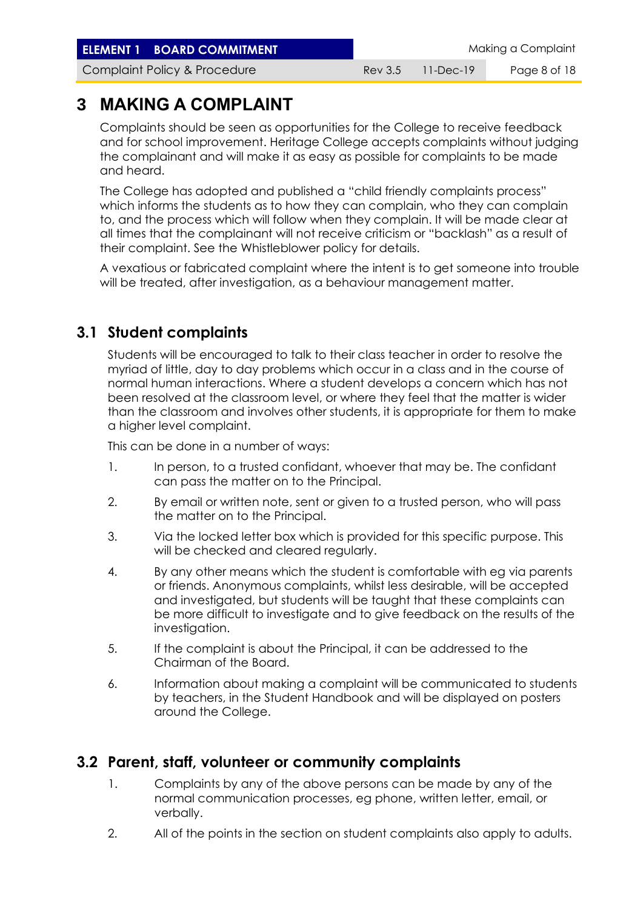# 3 MAKING A COMPLAINT

Complaints should be seen as opportunities for the College to receive feedback and for school improvement. Heritage College accepts complaints without judging the complainant and will make it as easy as possible for complaints to be made and heard.

The College has adopted and published a "child friendly complaints process" which informs the students as to how they can complain, who they can complain to, and the process which will follow when they complain. It will be made clear at all times that the complainant will not receive criticism or "backlash" as a result of their complaint. See the Whistleblower policy for details.

A vexatious or fabricated complaint where the intent is to get someone into trouble will be treated, after investigation, as a behaviour management matter.

## 3.1 Student complaints

Students will be encouraged to talk to their class teacher in order to resolve the myriad of little, day to day problems which occur in a class and in the course of normal human interactions. Where a student develops a concern which has not been resolved at the classroom level, or where they feel that the matter is wider than the classroom and involves other students, it is appropriate for them to make a higher level complaint.

This can be done in a number of ways:

1. In person, to a trusted confidant, whoever that may be. The confidant can pass the matter on to the Principal.
2. By email or written note, sent or given to a trusted person, who will pass the matter on to the Principal.
3. Via the locked letter box which is provided for this specific purpose. This will be checked and cleared regularly.
4. By any other means which the student is comfortable with eg via parents or friends. Anonymous complaints, whilst less desirable, will be accepted and investigated, but students will be taught that these complaints can be more difficult to investigate and to give feedback on the results of the investigation.
5. If the complaint is about the Principal, it can be addressed to the Chairman of the Board.
6. Information about making a complaint will be communicated to students by teachers, in the Student Handbook and will be displayed on posters around the College.

## 3.2 Parent, staff, volunteer or community complaints

1. Complaints by any of the above persons can be made by any of the normal communication processes, eg phone, written letter, email, or verbally.
2. All of the points in the section on student complaints also apply to adults.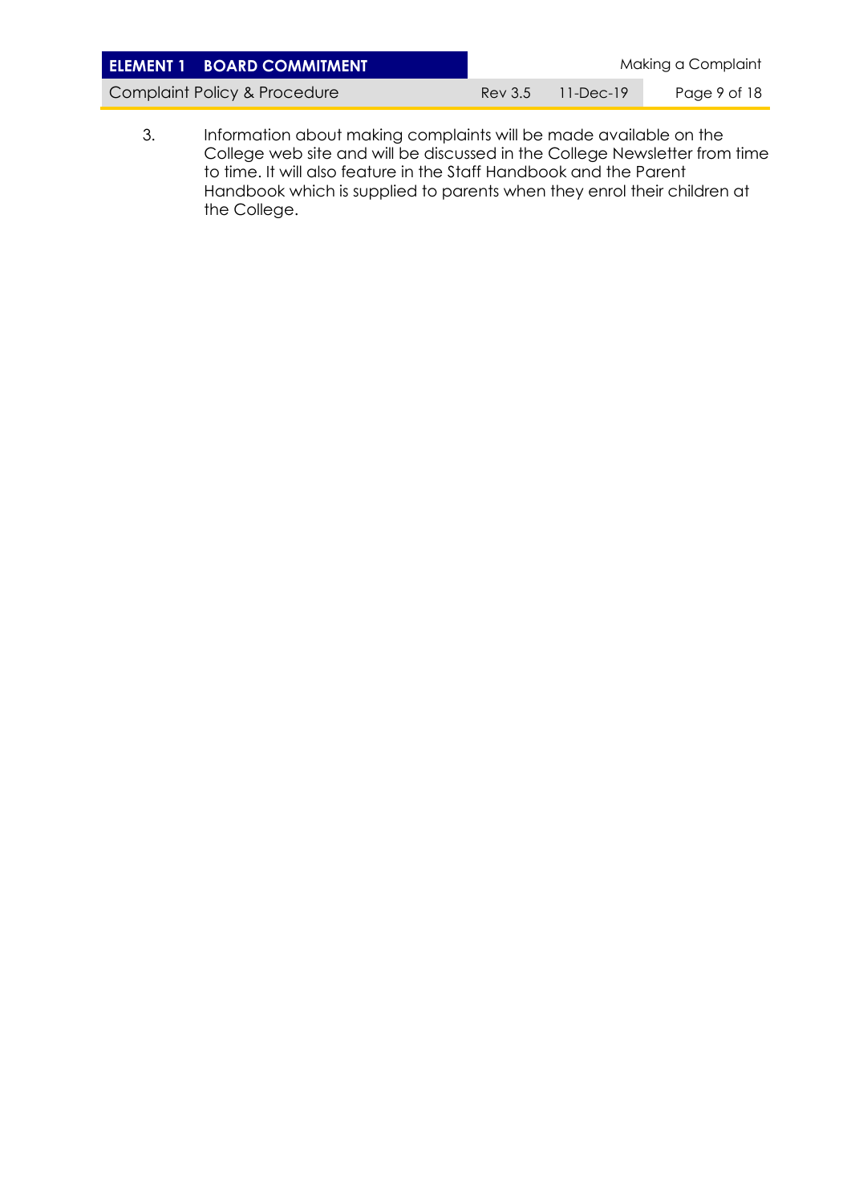3. Information about making complaints will be made available on the College web site and will be discussed in the College Newsletter from time to time. It will also feature in the Staff Handbook and the Parent Handbook which is supplied to parents when they enrol their children at the College.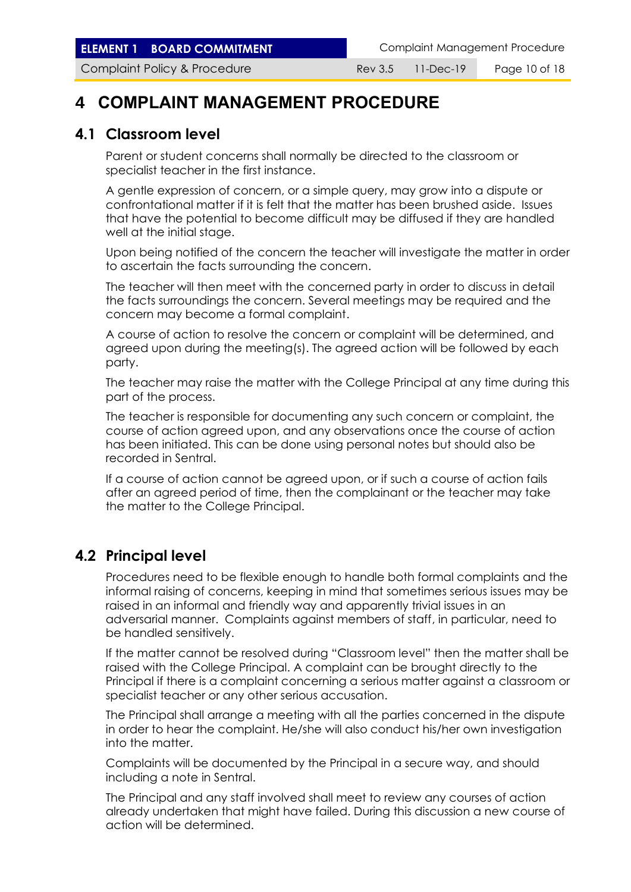# 4 COMPLAINT MANAGEMENT PROCEDURE

## 4.1 Classroom level

Parent or student concerns shall normally be directed to the classroom or specialist teacher in the first instance.

A gentle expression of concern, or a simple query, may grow into a dispute or confrontational matter if it is felt that the matter has been brushed aside. Issues that have the potential to become difficult may be diffused if they are handled well at the initial stage.

Upon being notified of the concern the teacher will investigate the matter in order to ascertain the facts surrounding the concern.

The teacher will then meet with the concerned party in order to discuss in detail the facts surroundings the concern. Several meetings may be required and the concern may become a formal complaint.

A course of action to resolve the concern or complaint will be determined, and agreed upon during the meeting(s). The agreed action will be followed by each party.

The teacher may raise the matter with the College Principal at any time during this part of the process.

The teacher is responsible for documenting any such concern or complaint, the course of action agreed upon, and any observations once the course of action has been initiated. This can be done using personal notes but should also be recorded in Sentral.

If a course of action cannot be agreed upon, or if such a course of action fails after an agreed period of time, then the complainant or the teacher may take the matter to the College Principal.

## 4.2 Principal level

Procedures need to be flexible enough to handle both formal complaints and the informal raising of concerns, keeping in mind that sometimes serious issues may be raised in an informal and friendly way and apparently trivial issues in an adversarial manner. Complaints against members of staff, in particular, need to be handled sensitively.

If the matter cannot be resolved during "Classroom level" then the matter shall be raised with the College Principal. A complaint can be brought directly to the Principal if there is a complaint concerning a serious matter against a classroom or specialist teacher or any other serious accusation.

The Principal shall arrange a meeting with all the parties concerned in the dispute in order to hear the complaint. He/she will also conduct his/her own investigation into the matter.

Complaints will be documented by the Principal in a secure way, and should including a note in Sentral.

The Principal and any staff involved shall meet to review any courses of action already undertaken that might have failed. During this discussion a new course of action will be determined.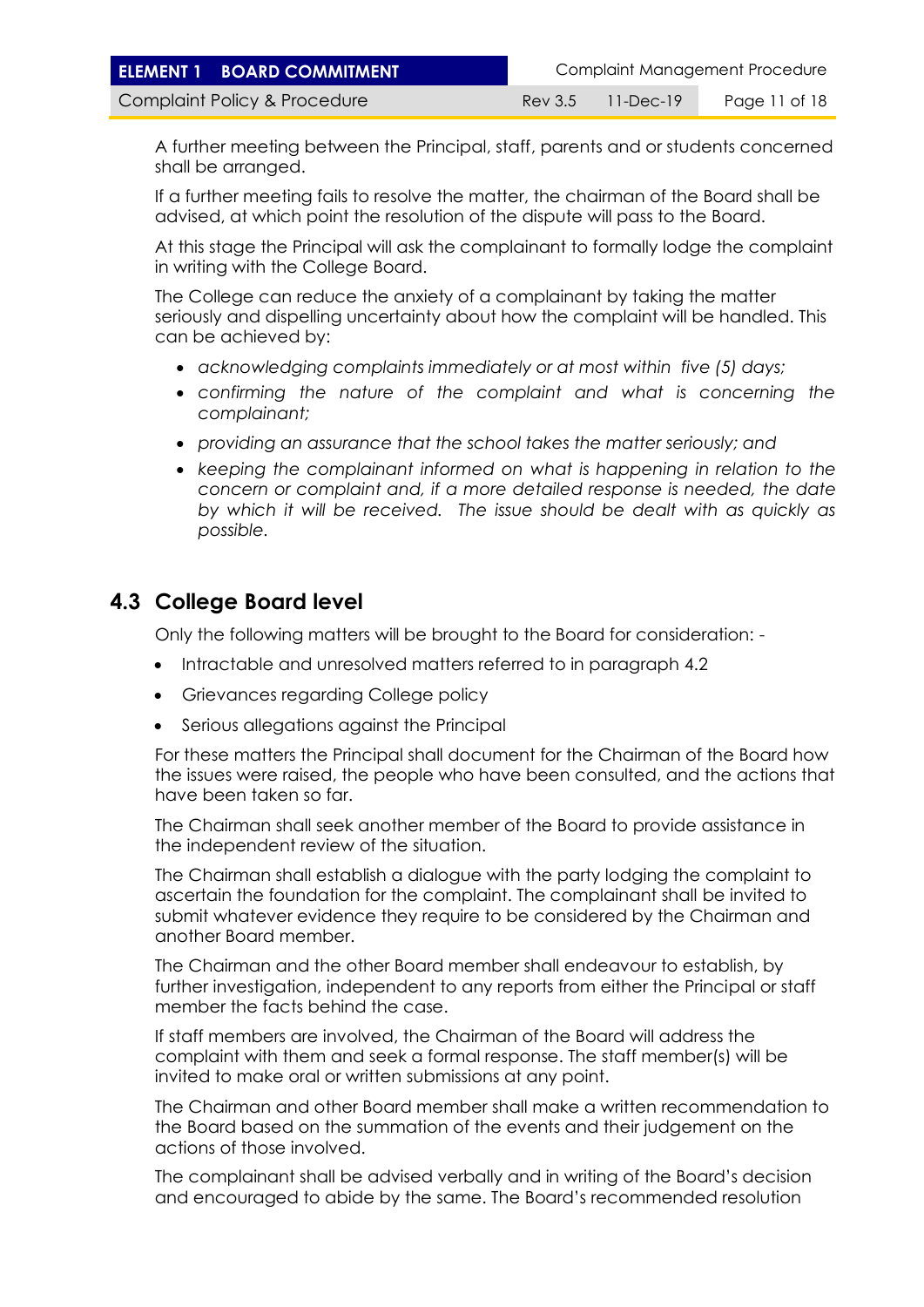A further meeting between the Principal, staff, parents and or students concerned shall be arranged.

If a further meeting fails to resolve the matter, the chairman of the Board shall be advised, at which point the resolution of the dispute will pass to the Board.

At this stage the Principal will ask the complainant to formally lodge the complaint in writing with the College Board.

The College can reduce the anxiety of a complainant by taking the matter seriously and dispelling uncertainty about how the complaint will be handled. This can be achieved by:

- *acknowledging complaints immediately or at most within five (5) days;*
- *confirming the nature of the complaint and what is concerning the complainant;*
- *providing an assurance that the school takes the matter seriously; and*
- *keeping the complainant informed on what is happening in relation to the concern or complaint and, if a more detailed response is needed, the date by which it will be received. The issue should be dealt with as quickly as possible.*

## 4.3 College Board level

Only the following matters will be brought to the Board for consideration: -

- Intractable and unresolved matters referred to in paragraph 4.2
- Grievances regarding College policy
- Serious allegations against the Principal

For these matters the Principal shall document for the Chairman of the Board how the issues were raised, the people who have been consulted, and the actions that have been taken so far.

The Chairman shall seek another member of the Board to provide assistance in the independent review of the situation.

The Chairman shall establish a dialogue with the party lodging the complaint to ascertain the foundation for the complaint. The complainant shall be invited to submit whatever evidence they require to be considered by the Chairman and another Board member.

The Chairman and the other Board member shall endeavour to establish, by further investigation, independent to any reports from either the Principal or staff member the facts behind the case.

If staff members are involved, the Chairman of the Board will address the complaint with them and seek a formal response. The staff member(s) will be invited to make oral or written submissions at any point.

The Chairman and other Board member shall make a written recommendation to the Board based on the summation of the events and their judgement on the actions of those involved.

The complainant shall be advised verbally and in writing of the Board's decision and encouraged to abide by the same. The Board's recommended resolution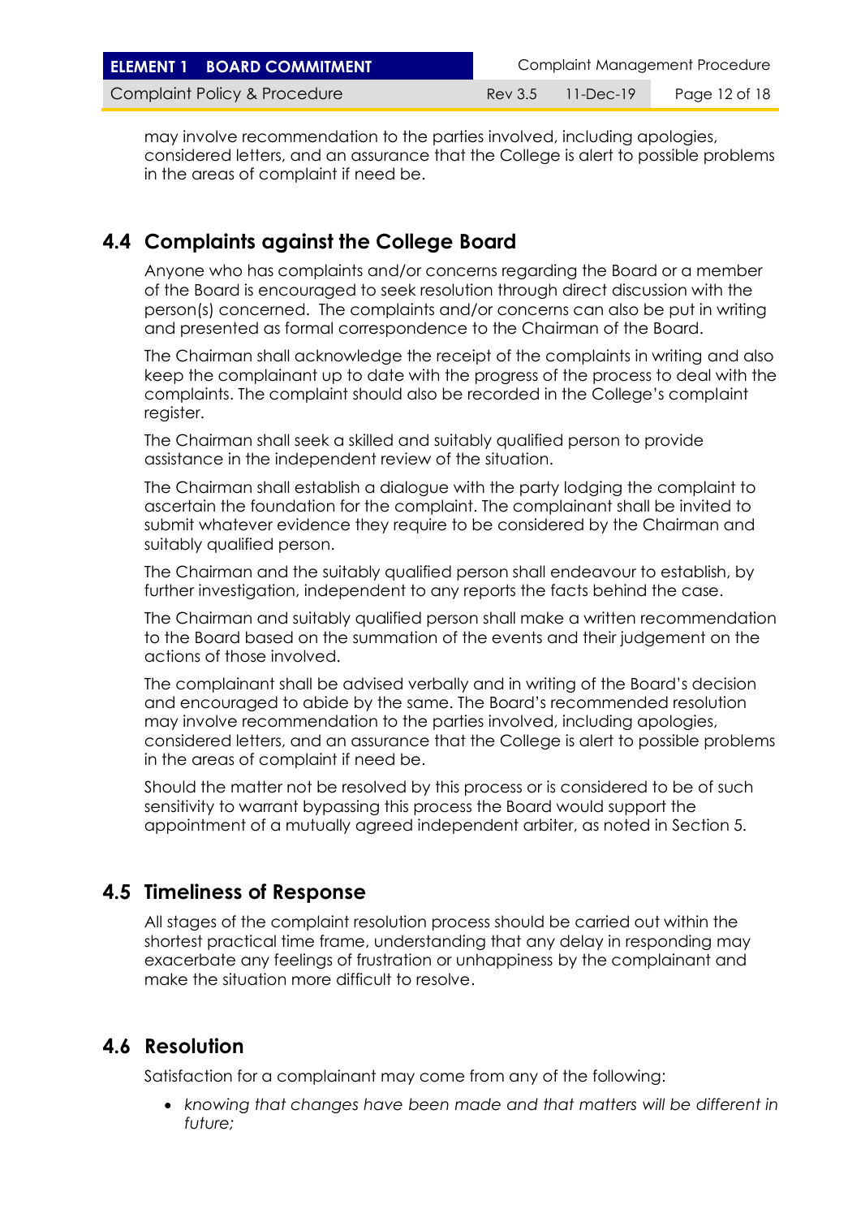may involve recommendation to the parties involved, including apologies, considered letters, and an assurance that the College is alert to possible problems in the areas of complaint if need be.

## 4.4 Complaints against the College Board

Anyone who has complaints and/or concerns regarding the Board or a member of the Board is encouraged to seek resolution through direct discussion with the person(s) concerned. The complaints and/or concerns can also be put in writing and presented as formal correspondence to the Chairman of the Board.

The Chairman shall acknowledge the receipt of the complaints in writing and also keep the complainant up to date with the progress of the process to deal with the complaints. The complaint should also be recorded in the College's complaint register.

The Chairman shall seek a skilled and suitably qualified person to provide assistance in the independent review of the situation.

The Chairman shall establish a dialogue with the party lodging the complaint to ascertain the foundation for the complaint. The complainant shall be invited to submit whatever evidence they require to be considered by the Chairman and suitably qualified person.

The Chairman and the suitably qualified person shall endeavour to establish, by further investigation, independent to any reports the facts behind the case.

The Chairman and suitably qualified person shall make a written recommendation to the Board based on the summation of the events and their judgement on the actions of those involved.

The complainant shall be advised verbally and in writing of the Board's decision and encouraged to abide by the same. The Board's recommended resolution may involve recommendation to the parties involved, including apologies, considered letters, and an assurance that the College is alert to possible problems in the areas of complaint if need be.

Should the matter not be resolved by this process or is considered to be of such sensitivity to warrant bypassing this process the Board would support the appointment of a mutually agreed independent arbiter, as noted in Section 5.

## 4.5 Timeliness of Response

All stages of the complaint resolution process should be carried out within the shortest practical time frame, understanding that any delay in responding may exacerbate any feelings of frustration or unhappiness by the complainant and make the situation more difficult to resolve.

## 4.6 Resolution

Satisfaction for a complainant may come from any of the following:

- *knowing that changes have been made and that matters will be different in future;*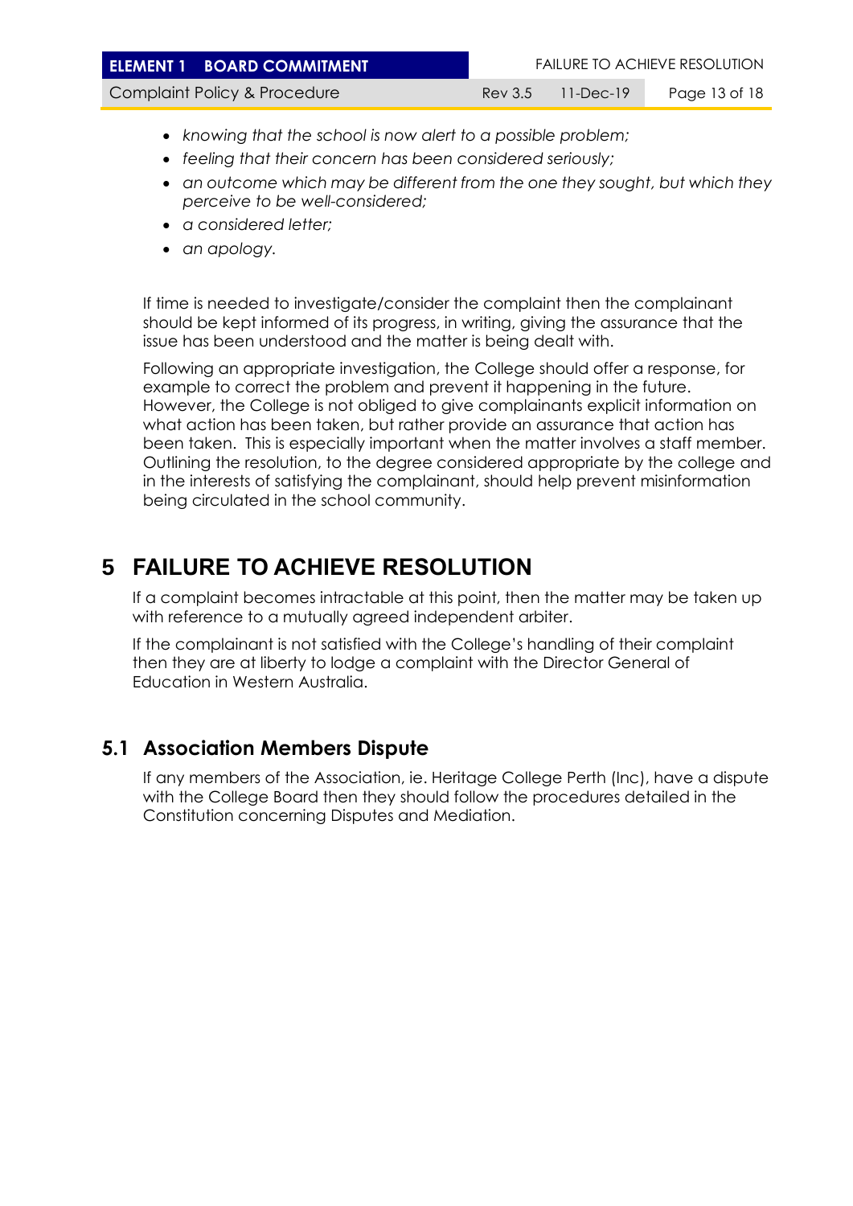- *knowing that the school is now alert to a possible problem;*
- *feeling that their concern has been considered seriously;*
- *an outcome which may be different from the one they sought, but which they perceive to be well-considered;*
- *a considered letter;*
- *an apology.*

If time is needed to investigate/consider the complaint then the complainant should be kept informed of its progress, in writing, giving the assurance that the issue has been understood and the matter is being dealt with.

Following an appropriate investigation, the College should offer a response, for example to correct the problem and prevent it happening in the future. However, the College is not obliged to give complainants explicit information on what action has been taken, but rather provide an assurance that action has been taken. This is especially important when the matter involves a staff member. Outlining the resolution, to the degree considered appropriate by the college and in the interests of satisfying the complainant, should help prevent misinformation being circulated in the school community.

# 5 FAILURE TO ACHIEVE RESOLUTION

If a complaint becomes intractable at this point, then the matter may be taken up with reference to a mutually agreed independent arbiter.

If the complainant is not satisfied with the College's handling of their complaint then they are at liberty to lodge a complaint with the Director General of Education in Western Australia.

## 5.1 Association Members Dispute

If any members of the Association, ie. Heritage College Perth (Inc), have a dispute with the College Board then they should follow the procedures detailed in the Constitution concerning Disputes and Mediation.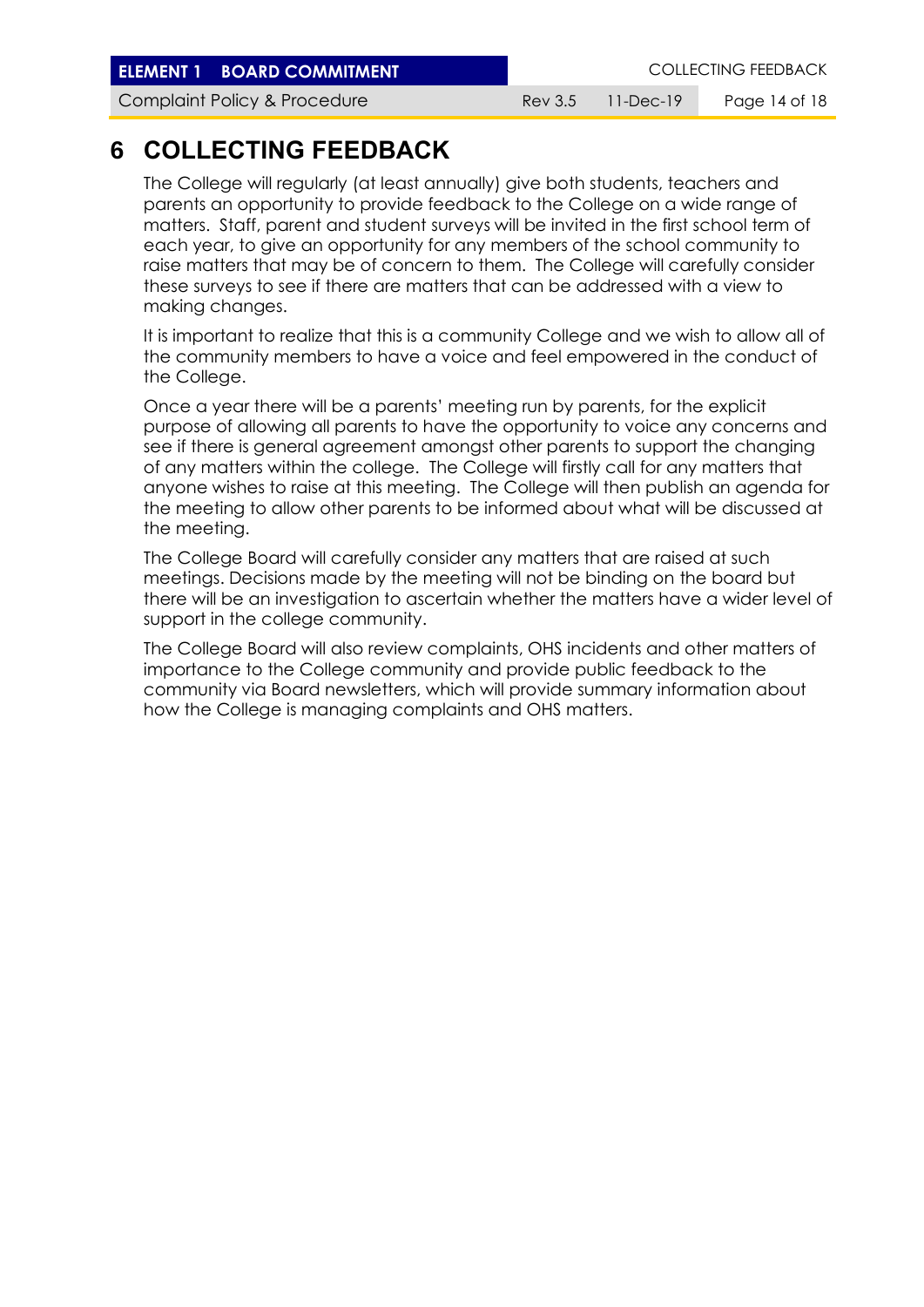# 6 COLLECTING FEEDBACK

The College will regularly (at least annually) give both students, teachers and parents an opportunity to provide feedback to the College on a wide range of matters. Staff, parent and student surveys will be invited in the first school term of each year, to give an opportunity for any members of the school community to raise matters that may be of concern to them. The College will carefully consider these surveys to see if there are matters that can be addressed with a view to making changes.

It is important to realize that this is a community College and we wish to allow all of the community members to have a voice and feel empowered in the conduct of the College.

Once a year there will be a parents' meeting run by parents, for the explicit purpose of allowing all parents to have the opportunity to voice any concerns and see if there is general agreement amongst other parents to support the changing of any matters within the college. The College will firstly call for any matters that anyone wishes to raise at this meeting. The College will then publish an agenda for the meeting to allow other parents to be informed about what will be discussed at the meeting.

The College Board will carefully consider any matters that are raised at such meetings. Decisions made by the meeting will not be binding on the board but there will be an investigation to ascertain whether the matters have a wider level of support in the college community.

The College Board will also review complaints, OHS incidents and other matters of importance to the College community and provide public feedback to the community via Board newsletters, which will provide summary information about how the College is managing complaints and OHS matters.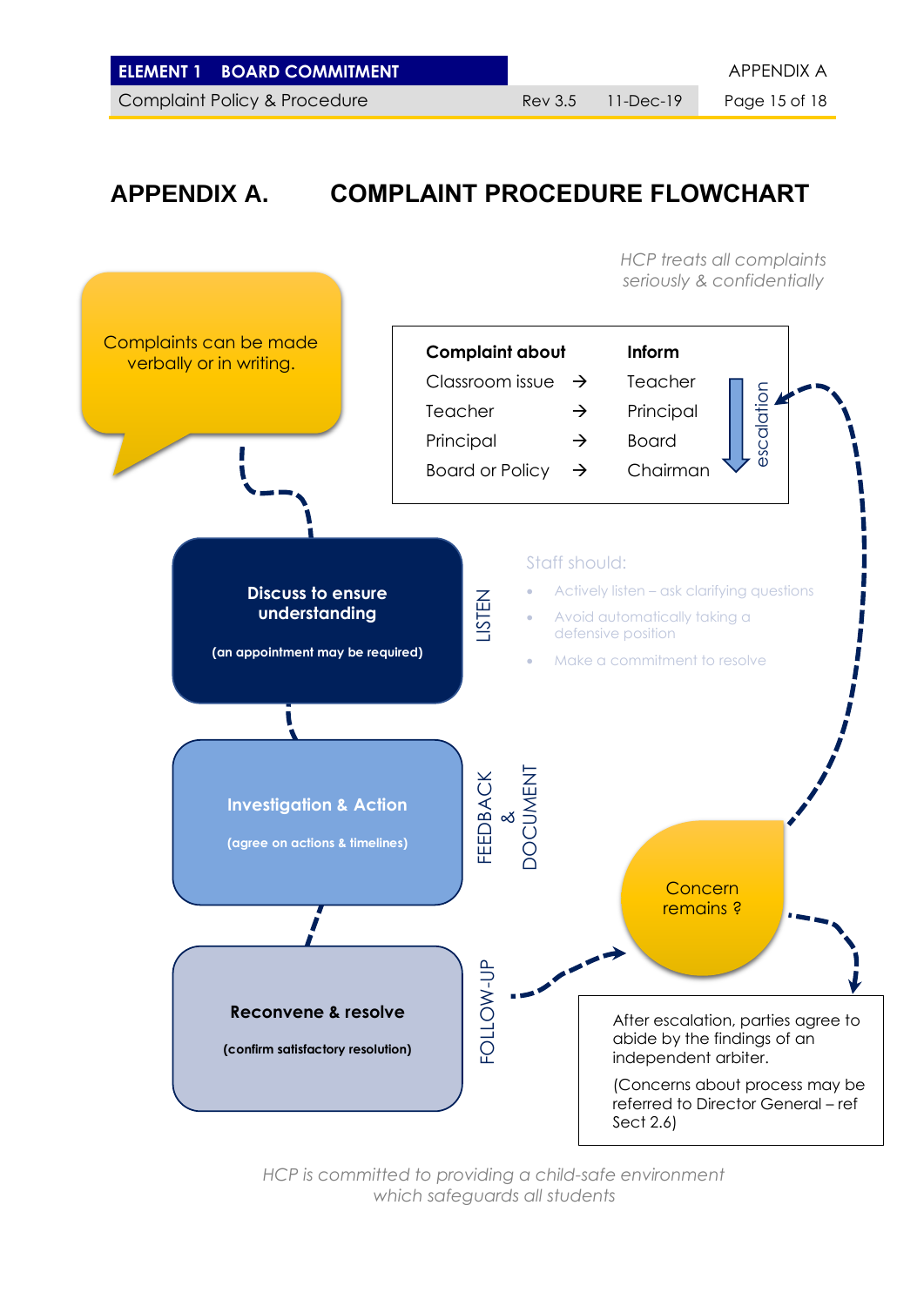# APPENDIX A. COMPLAINT PROCEDURE FLOWCHART

*HCP treats all complaints seriously & confidentially*

Complaints can be made verbally or in writing.

| Complaint about | | Inform |
|---|---|---|
| Classroom issue | → | Teacher |
| Teacher | → | Principal |
| Principal | → | Board |
| Board or Policy | → | Chairman |

escalation

**Discuss to ensure understanding**

**(an appointment may be required)**

LISTEN

Staff should:

- Actively listen – ask clarifying questions
- Avoid automatically taking a defensive position
- Make a commitment to resolve

**Investigation & Action**

**(agree on actions & timelines)**

FEEDBACK & DOCUMENT

**Reconvene & resolve**

**(confirm satisfactory resolution)**

FOLLOW-UP

Concern remains ?

After escalation, parties agree to abide by the findings of an independent arbiter.

(Concerns about process may be referred to Director General – ref Sect 2.6)

*HCP is committed to providing a child-safe environment which safeguards all students*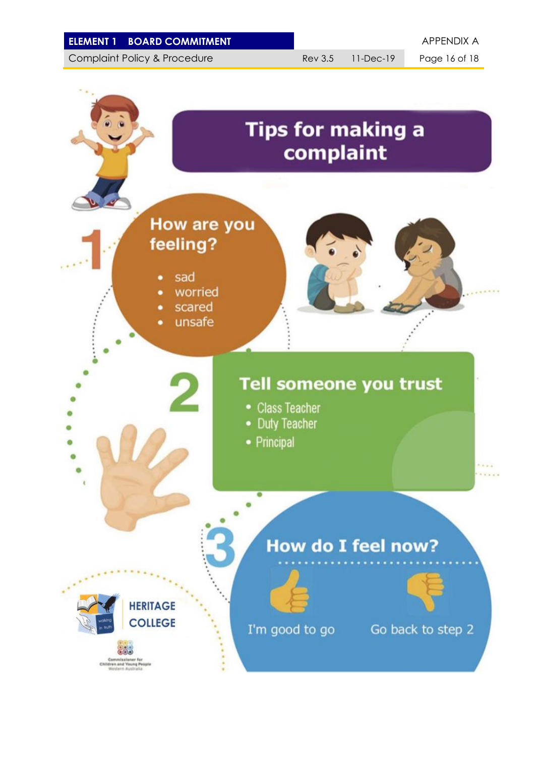# Tips for making a complaint

## 1 How are you feeling?

- sad
- worried
- scared
- unsafe

## 2 Tell someone you trust

- Class Teacher
- Duty Teacher
- Principal

## 3 How do I feel now?

I'm good to go

Go back to step 2

HERITAGE COLLEGE

walking in truth

Commissioner for Children and Young People Western Australia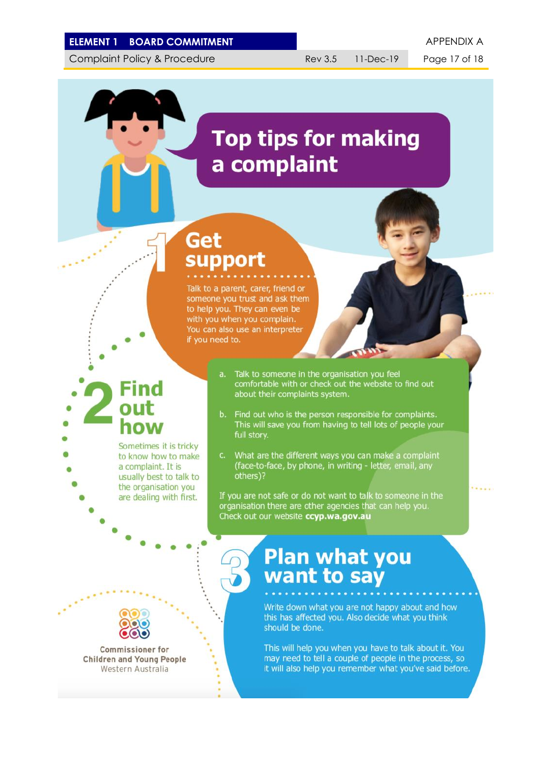# Top tips for making a complaint

## 1 Get support

Talk to a parent, carer, friend or someone you trust and ask them to help you. They can even be with you when you complain. You can also use an interpreter if you need to.

## 2 Find out how

Sometimes it is tricky to know how to make a complaint. It is usually best to talk to the organisation you are dealing with first.

a. Talk to someone in the organisation you feel comfortable with or check out the website to find out about their complaints system.

b. Find out who is the person responsible for complaints. This will save you from having to tell lots of people your full story.

c. What are the different ways you can make a complaint (face-to-face, by phone, in writing - letter, email, any others)?

If you are not safe or do not want to talk to someone in the organisation there are other agencies that can help you. Check out our website **ccyp.wa.gov.au**

## 3 Plan what you want to say

Write down what you are not happy about and how this has affected you. Also decide what you think should be done.

This will help you when you have to talk about it. You may need to tell a couple of people in the process, so it will also help you remember what you've said before.

Commissioner for Children and Young People Western Australia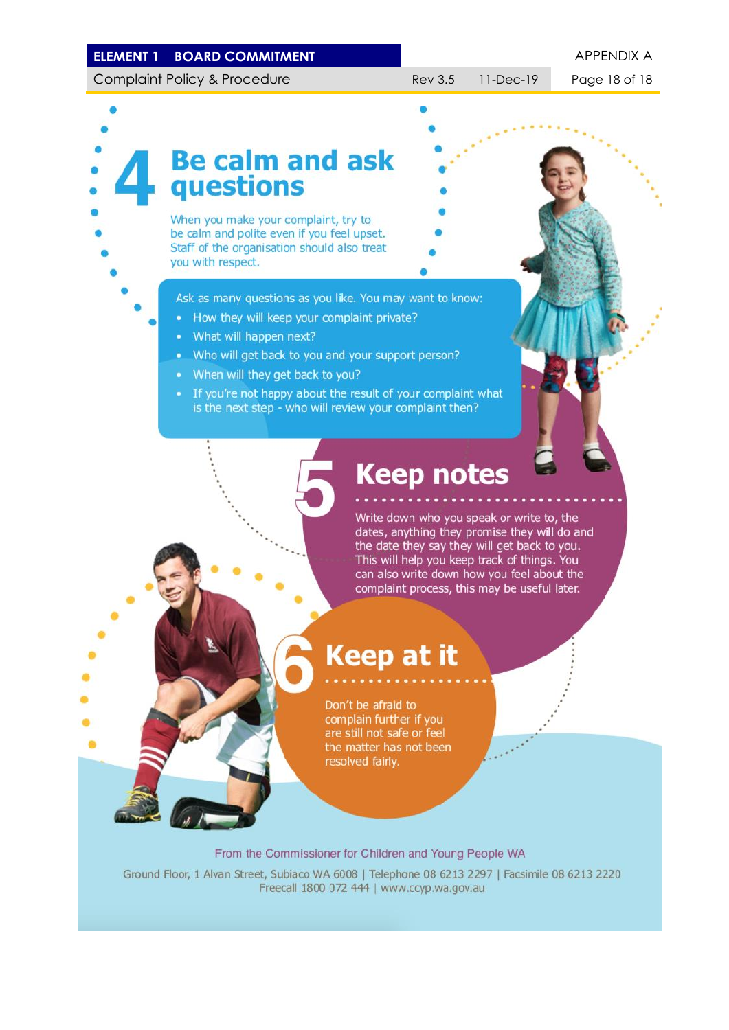## 4 Be calm and ask questions

When you make your complaint, try to be calm and polite even if you feel upset. Staff of the organisation should also treat you with respect.

Ask as many questions as you like. You may want to know:

- How they will keep your complaint private?
- What will happen next?
- Who will get back to you and your support person?
- When will they get back to you?
- If you're not happy about the result of your complaint what is the next step - who will review your complaint then?

## 5 Keep notes

Write down who you speak or write to, the dates, anything they promise they will do and the date they say they will get back to you. This will help you keep track of things. You can also write down how you feel about the complaint process, this may be useful later.

## 6 Keep at it

Don't be afraid to complain further if you are still not safe or feel the matter has not been resolved fairly.

From the Commissioner for Children and Young People WA

Ground Floor, 1 Alvan Street, Subiaco WA 6008 | Telephone 08 6213 2297 | Facsimile 08 6213 2220
Freecall 1800 072 444 | www.ccyp.wa.gov.au